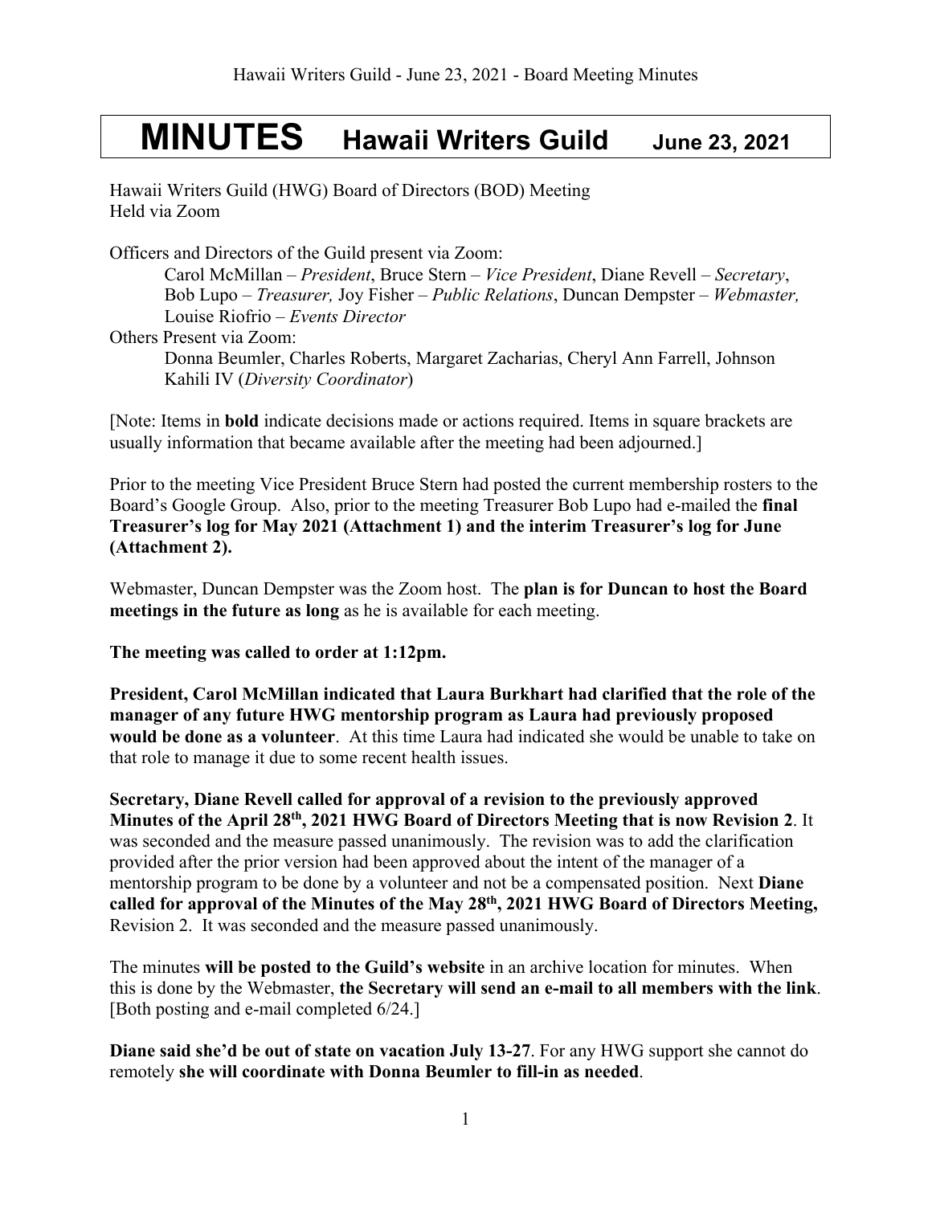# MINUTES Hawaii Writers Guild June 23, 2021

Hawaii Writers Guild (HWG) Board of Directors (BOD) Meeting
Held via Zoom

Officers and Directors of the Guild present via Zoom:

Carol McMillan – *President*, Bruce Stern – *Vice President*, Diane Revell – *Secretary*, Bob Lupo – *Treasurer,* Joy Fisher – *Public Relations*, Duncan Dempster – *Webmaster,* Louise Riofrio – *Events Director*

Others Present via Zoom:

Donna Beumler, Charles Roberts, Margaret Zacharias, Cheryl Ann Farrell, Johnson Kahili IV (*Diversity Coordinator*)

[Note: Items in **bold** indicate decisions made or actions required. Items in square brackets are usually information that became available after the meeting had been adjourned.]

Prior to the meeting Vice President Bruce Stern had posted the current membership rosters to the Board's Google Group. Also, prior to the meeting Treasurer Bob Lupo had e-mailed the **final Treasurer's log for May 2021 (Attachment 1) and the interim Treasurer's log for June (Attachment 2).**

Webmaster, Duncan Dempster was the Zoom host. The **plan is for Duncan to host the Board meetings in the future as long** as he is available for each meeting.

**The meeting was called to order at 1:12pm.**

**President, Carol McMillan indicated that Laura Burkhart had clarified that the role of the manager of any future HWG mentorship program as Laura had previously proposed would be done as a volunteer**. At this time Laura had indicated she would be unable to take on that role to manage it due to some recent health issues.

**Secretary, Diane Revell called for approval of a revision to the previously approved Minutes of the April 28th, 2021 HWG Board of Directors Meeting that is now Revision 2**. It was seconded and the measure passed unanimously. The revision was to add the clarification provided after the prior version had been approved about the intent of the manager of a mentorship program to be done by a volunteer and not be a compensated position. Next **Diane called for approval of the Minutes of the May 28th, 2021 HWG Board of Directors Meeting,** Revision 2. It was seconded and the measure passed unanimously.

The minutes **will be posted to the Guild's website** in an archive location for minutes. When this is done by the Webmaster, **the Secretary will send an e-mail to all members with the link**. [Both posting and e-mail completed 6/24.]

**Diane said she'd be out of state on vacation July 13-27**. For any HWG support she cannot do remotely **she will coordinate with Donna Beumler to fill-in as needed**.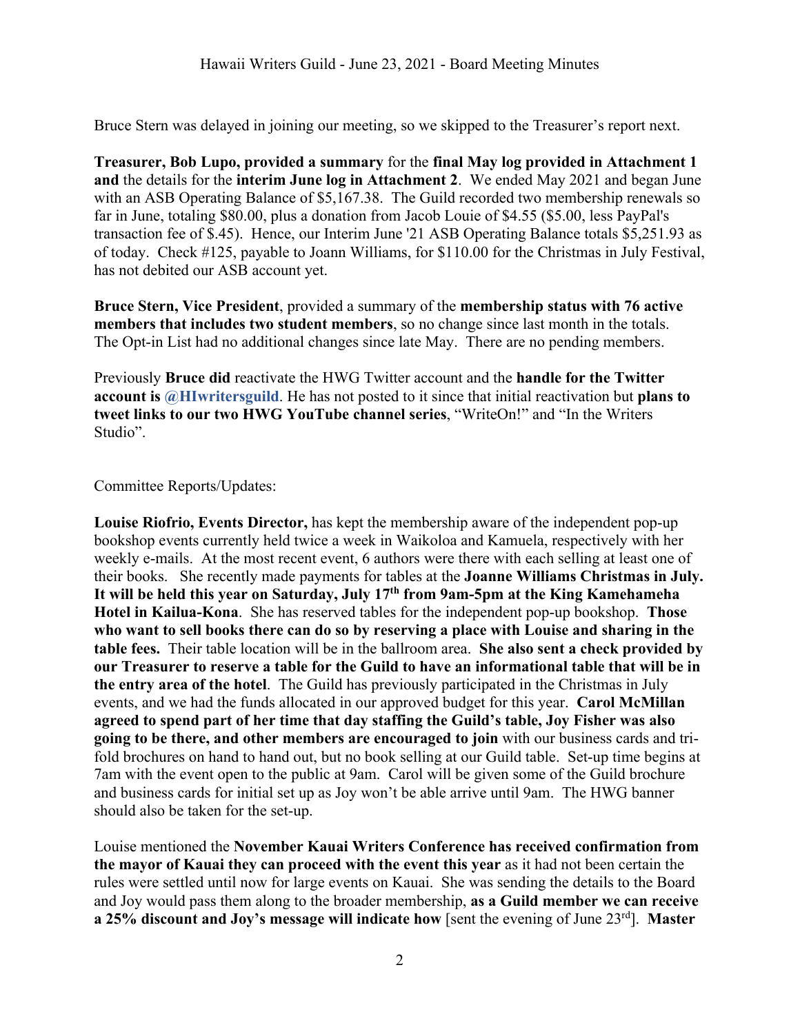Bruce Stern was delayed in joining our meeting, so we skipped to the Treasurer's report next.

**Treasurer, Bob Lupo, provided a summary** for the **final May log provided in Attachment 1 and** the details for the **interim June log in Attachment 2**. We ended May 2021 and began June with an ASB Operating Balance of $5,167.38. The Guild recorded two membership renewals so far in June, totaling $80.00, plus a donation from Jacob Louie of $4.55 ($5.00, less PayPal's transaction fee of $.45). Hence, our Interim June '21 ASB Operating Balance totals $5,251.93 as of today. Check #125, payable to Joann Williams, for $110.00 for the Christmas in July Festival, has not debited our ASB account yet.

**Bruce Stern, Vice President**, provided a summary of the **membership status with 76 active members that includes two student members**, so no change since last month in the totals. The Opt-in List had no additional changes since late May. There are no pending members.

Previously **Bruce did** reactivate the HWG Twitter account and the **handle for the Twitter account is @HIwritersguild**. He has not posted to it since that initial reactivation but **plans to tweet links to our two HWG YouTube channel series**, "WriteOn!" and "In the Writers Studio".

Committee Reports/Updates:

**Louise Riofrio, Events Director,** has kept the membership aware of the independent pop-up bookshop events currently held twice a week in Waikoloa and Kamuela, respectively with her weekly e-mails. At the most recent event, 6 authors were there with each selling at least one of their books. She recently made payments for tables at the **Joanne Williams Christmas in July. It will be held this year on Saturday, July 17th from 9am-5pm at the King Kamehameha Hotel in Kailua-Kona**. She has reserved tables for the independent pop-up bookshop. **Those who want to sell books there can do so by reserving a place with Louise and sharing in the table fees.** Their table location will be in the ballroom area. **She also sent a check provided by our Treasurer to reserve a table for the Guild to have an informational table that will be in the entry area of the hotel**. The Guild has previously participated in the Christmas in July events, and we had the funds allocated in our approved budget for this year. **Carol McMillan agreed to spend part of her time that day staffing the Guild's table, Joy Fisher was also going to be there, and other members are encouraged to join** with our business cards and tri-fold brochures on hand to hand out, but no book selling at our Guild table. Set-up time begins at 7am with the event open to the public at 9am. Carol will be given some of the Guild brochure and business cards for initial set up as Joy won't be able arrive until 9am. The HWG banner should also be taken for the set-up.

Louise mentioned the **November Kauai Writers Conference has received confirmation from the mayor of Kauai they can proceed with the event this year** as it had not been certain the rules were settled until now for large events on Kauai. She was sending the details to the Board and Joy would pass them along to the broader membership, **as a Guild member we can receive a 25% discount and Joy's message will indicate how** [sent the evening of June 23rd]. **Master**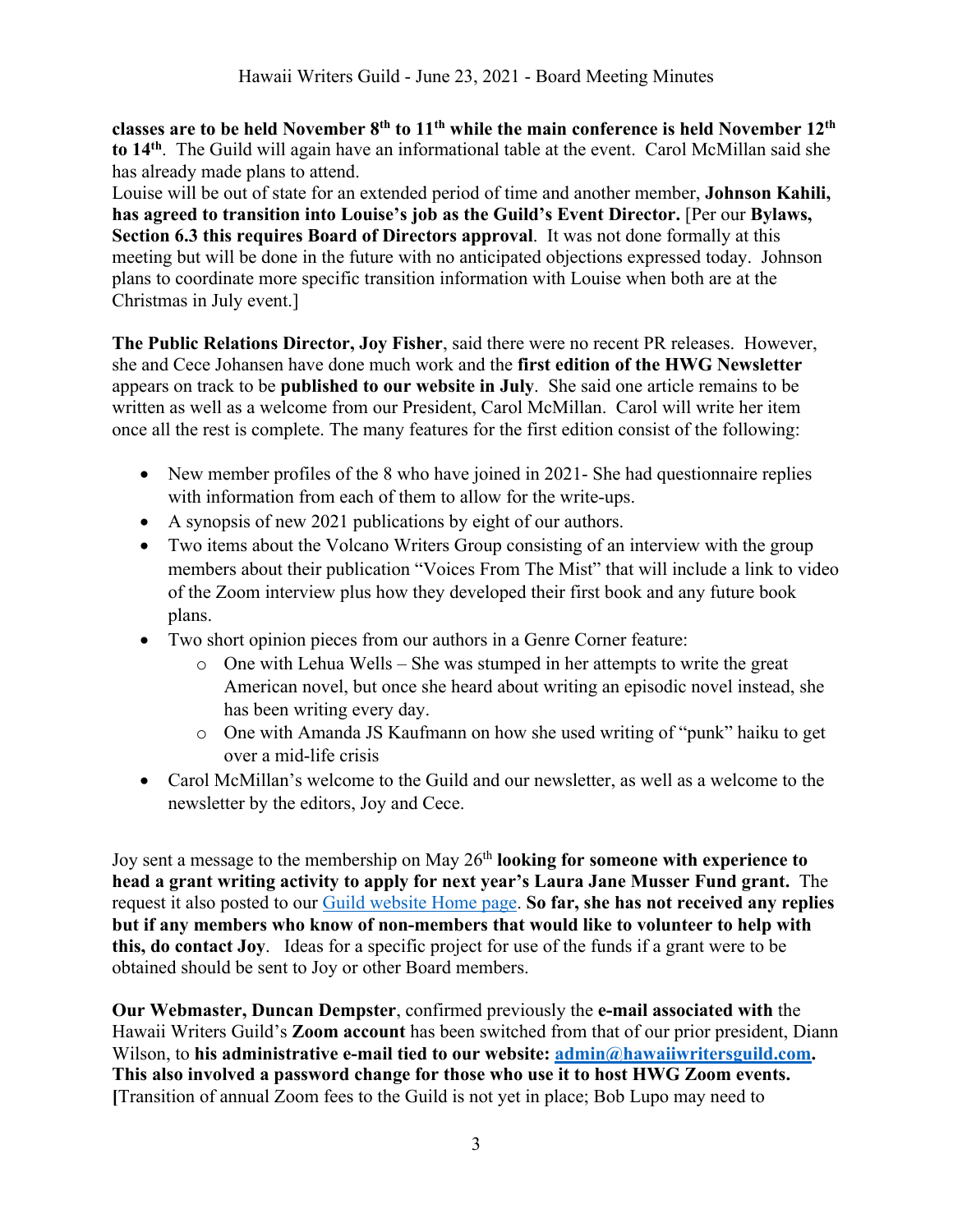**classes are to be held November 8th to 11th while the main conference is held November 12th to 14th**. The Guild will again have an informational table at the event. Carol McMillan said she has already made plans to attend.
Louise will be out of state for an extended period of time and another member, **Johnson Kahili, has agreed to transition into Louise's job as the Guild's Event Director.** [Per our **Bylaws, Section 6.3 this requires Board of Directors approval**. It was not done formally at this meeting but will be done in the future with no anticipated objections expressed today. Johnson plans to coordinate more specific transition information with Louise when both are at the Christmas in July event.]

**The Public Relations Director, Joy Fisher**, said there were no recent PR releases. However, she and Cece Johansen have done much work and the **first edition of the HWG Newsletter** appears on track to be **published to our website in July**. She said one article remains to be written as well as a welcome from our President, Carol McMillan. Carol will write her item once all the rest is complete. The many features for the first edition consist of the following:

- New member profiles of the 8 who have joined in 2021- She had questionnaire replies with information from each of them to allow for the write-ups.
- A synopsis of new 2021 publications by eight of our authors.
- Two items about the Volcano Writers Group consisting of an interview with the group members about their publication "Voices From The Mist" that will include a link to video of the Zoom interview plus how they developed their first book and any future book plans.
- Two short opinion pieces from our authors in a Genre Corner feature:
  - One with Lehua Wells – She was stumped in her attempts to write the great American novel, but once she heard about writing an episodic novel instead, she has been writing every day.
  - One with Amanda JS Kaufmann on how she used writing of "punk" haiku to get over a mid-life crisis
- Carol McMillan's welcome to the Guild and our newsletter, as well as a welcome to the newsletter by the editors, Joy and Cece.

Joy sent a message to the membership on May 26th **looking for someone with experience to head a grant writing activity to apply for next year's Laura Jane Musser Fund grant.** The request it also posted to our Guild website Home page. **So far, she has not received any replies but if any members who know of non-members that would like to volunteer to help with this, do contact Joy**. Ideas for a specific project for use of the funds if a grant were to be obtained should be sent to Joy or other Board members.

**Our Webmaster, Duncan Dempster**, confirmed previously the **e-mail associated with** the Hawaii Writers Guild's **Zoom account** has been switched from that of our prior president, Diann Wilson, to **his administrative e-mail tied to our website: admin@hawaiiwritersguild.com. This also involved a password change for those who use it to host HWG Zoom events. [**Transition of annual Zoom fees to the Guild is not yet in place; Bob Lupo may need to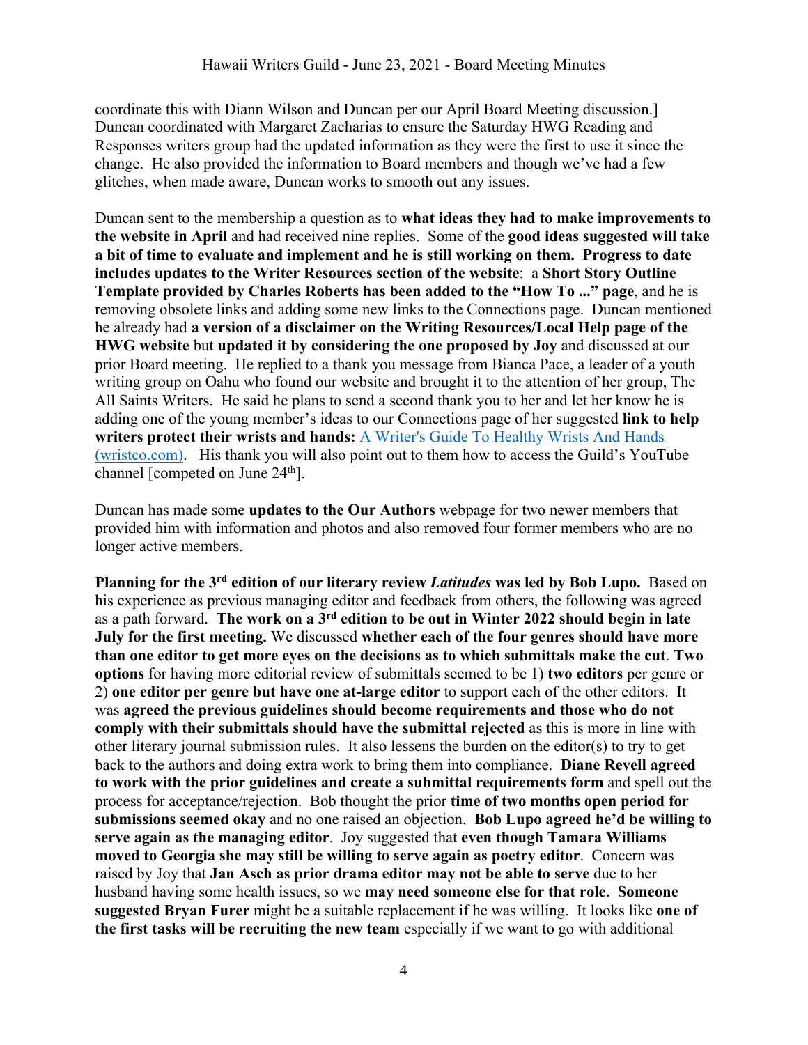coordinate this with Diann Wilson and Duncan per our April Board Meeting discussion.] Duncan coordinated with Margaret Zacharias to ensure the Saturday HWG Reading and Responses writers group had the updated information as they were the first to use it since the change. He also provided the information to Board members and though we've had a few glitches, when made aware, Duncan works to smooth out any issues.

Duncan sent to the membership a question as to **what ideas they had to make improvements to the website in April** and had received nine replies. Some of the **good ideas suggested will take a bit of time to evaluate and implement and he is still working on them. Progress to date includes updates to the Writer Resources section of the website**: a **Short Story Outline Template provided by Charles Roberts has been added to the "How To ..." page**, and he is removing obsolete links and adding some new links to the Connections page. Duncan mentioned he already had **a version of a disclaimer on the Writing Resources/Local Help page of the HWG website** but **updated it by considering the one proposed by Joy** and discussed at our prior Board meeting. He replied to a thank you message from Bianca Pace, a leader of a youth writing group on Oahu who found our website and brought it to the attention of her group, The All Saints Writers. He said he plans to send a second thank you to her and let her know he is adding one of the young member's ideas to our Connections page of her suggested **link to help writers protect their wrists and hands:** [A Writer's Guide To Healthy Wrists And Hands (wristco.com)](wristco.com). His thank you will also point out to them how to access the Guild's YouTube channel [competed on June 24th].

Duncan has made some **updates to the Our Authors** webpage for two newer members that provided him with information and photos and also removed four former members who are no longer active members.

**Planning for the 3rd edition of our literary review *Latitudes* was led by Bob Lupo.** Based on his experience as previous managing editor and feedback from others, the following was agreed as a path forward. **The work on a 3rd edition to be out in Winter 2022 should begin in late July for the first meeting.** We discussed **whether each of the four genres should have more than one editor to get more eyes on the decisions as to which submittals make the cut**. **Two options** for having more editorial review of submittals seemed to be 1) **two editors** per genre or 2) **one editor per genre but have one at-large editor** to support each of the other editors. It was **agreed the previous guidelines should become requirements and those who do not comply with their submittals should have the submittal rejected** as this is more in line with other literary journal submission rules. It also lessens the burden on the editor(s) to try to get back to the authors and doing extra work to bring them into compliance. **Diane Revell agreed to work with the prior guidelines and create a submittal requirements form** and spell out the process for acceptance/rejection. Bob thought the prior **time of two months open period for submissions seemed okay** and no one raised an objection. **Bob Lupo agreed he'd be willing to serve again as the managing editor**. Joy suggested that **even though Tamara Williams moved to Georgia she may still be willing to serve again as poetry editor**. Concern was raised by Joy that **Jan Asch as prior drama editor may not be able to serve** due to her husband having some health issues, so we **may need someone else for that role. Someone suggested Bryan Furer** might be a suitable replacement if he was willing. It looks like **one of the first tasks will be recruiting the new team** especially if we want to go with additional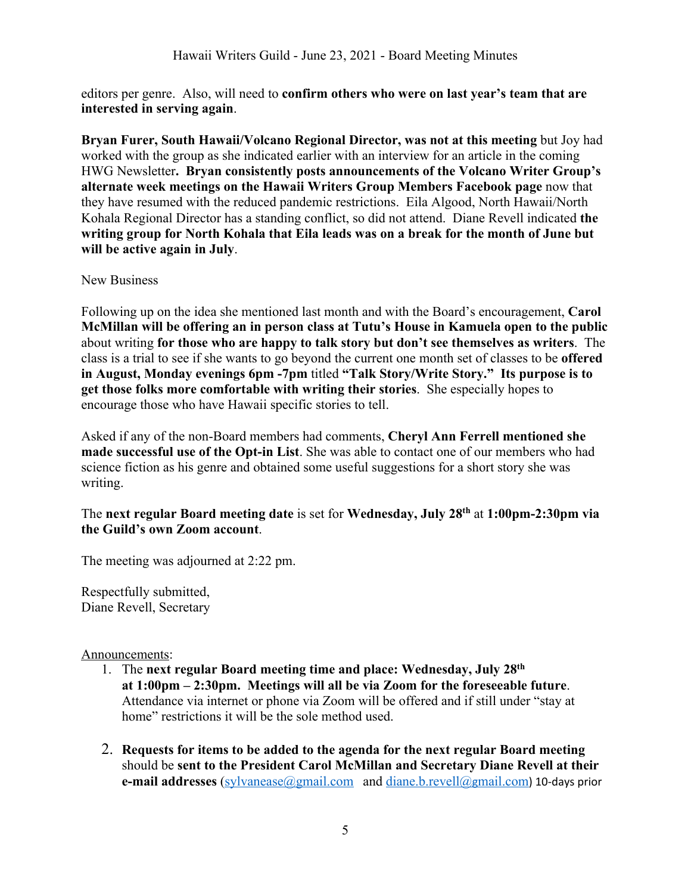editors per genre. Also, will need to **confirm others who were on last year's team that are interested in serving again**.

**Bryan Furer, South Hawaii/Volcano Regional Director, was not at this meeting** but Joy had worked with the group as she indicated earlier with an interview for an article in the coming HWG Newsletter**. Bryan consistently posts announcements of the Volcano Writer Group's alternate week meetings on the Hawaii Writers Group Members Facebook page** now that they have resumed with the reduced pandemic restrictions. Eila Algood, North Hawaii/North Kohala Regional Director has a standing conflict, so did not attend. Diane Revell indicated **the writing group for North Kohala that Eila leads was on a break for the month of June but will be active again in July**.

New Business

Following up on the idea she mentioned last month and with the Board's encouragement, **Carol McMillan will be offering an in person class at Tutu's House in Kamuela open to the public** about writing **for those who are happy to talk story but don't see themselves as writers**. The class is a trial to see if she wants to go beyond the current one month set of classes to be **offered in August, Monday evenings 6pm -7pm** titled **"Talk Story/Write Story." Its purpose is to get those folks more comfortable with writing their stories**. She especially hopes to encourage those who have Hawaii specific stories to tell.

Asked if any of the non-Board members had comments, **Cheryl Ann Ferrell mentioned she made successful use of the Opt-in List**. She was able to contact one of our members who had science fiction as his genre and obtained some useful suggestions for a short story she was writing.

The **next regular Board meeting date** is set for **Wednesday, July 28th** at **1:00pm-2:30pm via the Guild's own Zoom account**.

The meeting was adjourned at 2:22 pm.

Respectfully submitted,
Diane Revell, Secretary

Announcements:

1. The **next regular Board meeting time and place: Wednesday, July 28th at 1:00pm – 2:30pm. Meetings will all be via Zoom for the foreseeable future**. Attendance via internet or phone via Zoom will be offered and if still under "stay at home" restrictions it will be the sole method used.

2. **Requests for items to be added to the agenda for the next regular Board meeting** should be **sent to the President Carol McMillan and Secretary Diane Revell at their e-mail addresses** (sylvanease@gmail.com and diane.b.revell@gmail.com) 10-days prior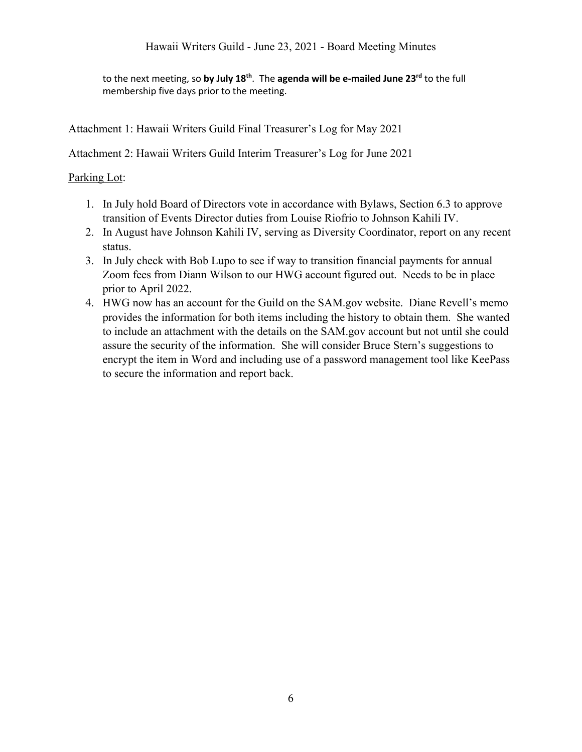to the next meeting, so **by July 18th**. The **agenda will be e-mailed June 23rd** to the full membership five days prior to the meeting.

Attachment 1: Hawaii Writers Guild Final Treasurer's Log for May 2021

Attachment 2: Hawaii Writers Guild Interim Treasurer's Log for June 2021

<u>Parking Lot</u>:

1. In July hold Board of Directors vote in accordance with Bylaws, Section 6.3 to approve transition of Events Director duties from Louise Riofrio to Johnson Kahili IV.
2. In August have Johnson Kahili IV, serving as Diversity Coordinator, report on any recent status.
3. In July check with Bob Lupo to see if way to transition financial payments for annual Zoom fees from Diann Wilson to our HWG account figured out. Needs to be in place prior to April 2022.
4. HWG now has an account for the Guild on the SAM.gov website. Diane Revell's memo provides the information for both items including the history to obtain them. She wanted to include an attachment with the details on the SAM.gov account but not until she could assure the security of the information. She will consider Bruce Stern's suggestions to encrypt the item in Word and including use of a password management tool like KeePass to secure the information and report back.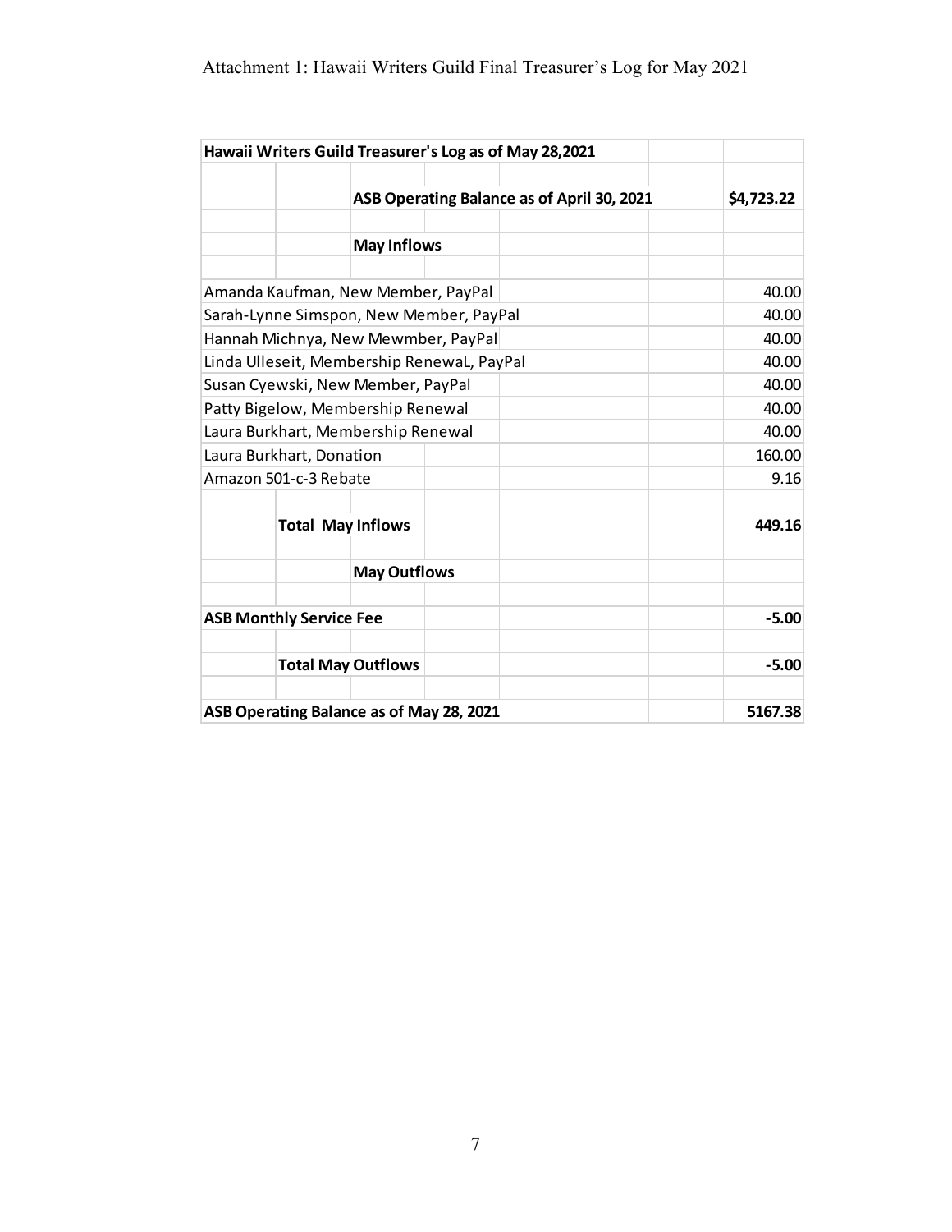Attachment 1: Hawaii Writers Guild Final Treasurer's Log for May 2021

| **Hawaii Writers Guild Treasurer's Log as of May 28,2021** | |
|---|---|
| **ASB Operating Balance as of April 30, 2021** | **$4,723.22** |
| **May Inflows** | |
| Amanda Kaufman, New Member, PayPal | 40.00 |
| Sarah-Lynne Simspon, New Member, PayPal | 40.00 |
| Hannah Michnya, New Mewmber, PayPal | 40.00 |
| Linda Ulleseit, Membership RenewaL, PayPal | 40.00 |
| Susan Cyewski, New Member, PayPal | 40.00 |
| Patty Bigelow, Membership Renewal | 40.00 |
| Laura Burkhart, Membership Renewal | 40.00 |
| Laura Burkhart, Donation | 160.00 |
| Amazon 501-c-3 Rebate | 9.16 |
| **Total May Inflows** | **449.16** |
| **May Outflows** | |
| **ASB Monthly Service Fee** | **-5.00** |
| **Total May Outflows** | **-5.00** |
| **ASB Operating Balance as of May 28, 2021** | **5167.38** |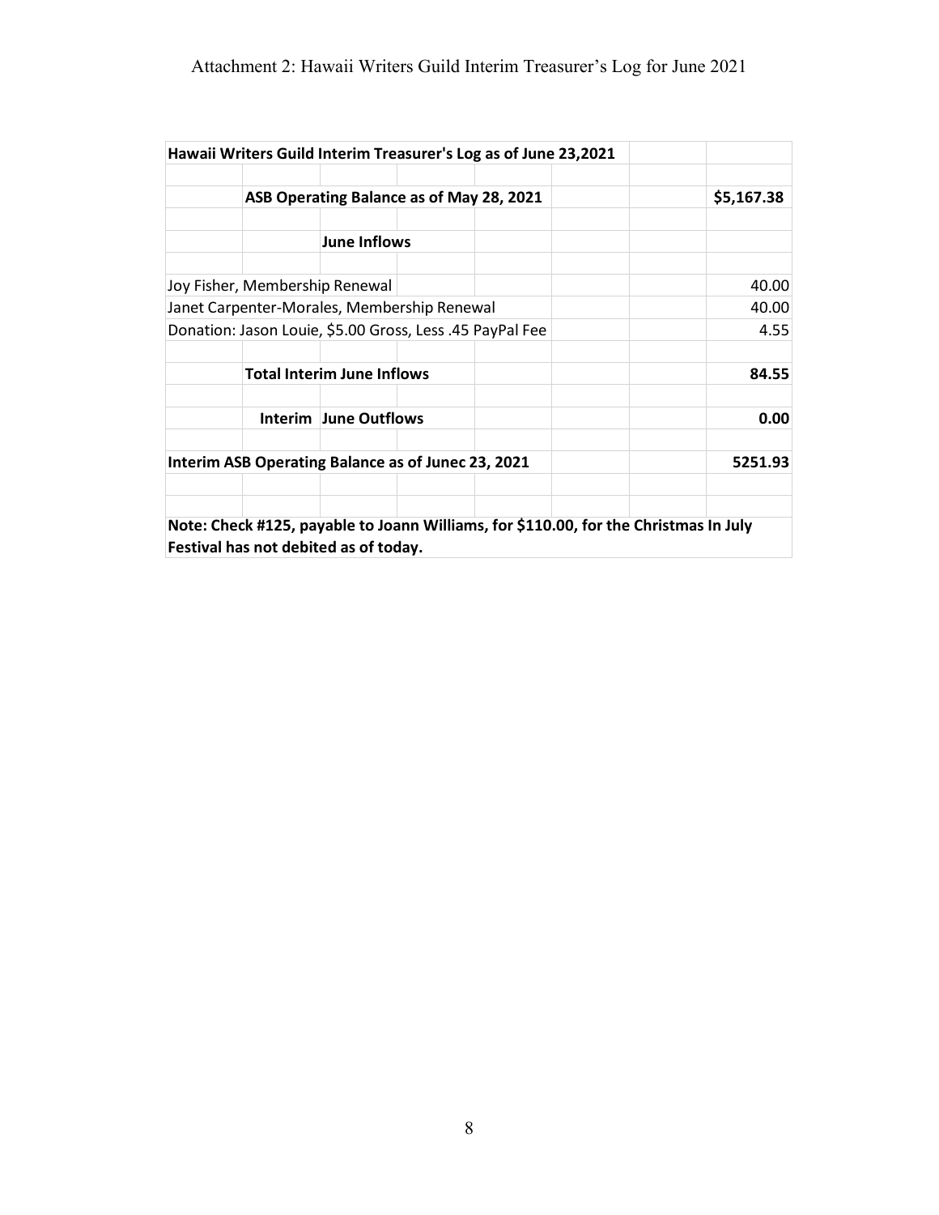Attachment 2: Hawaii Writers Guild Interim Treasurer's Log for June 2021

| | |
|---|---|
| **Hawaii Writers Guild Interim Treasurer's Log as of June 23,2021** | |
| **ASB Operating Balance as of May 28, 2021** | **$5,167.38** |
| **June Inflows** | |
| Joy Fisher, Membership Renewal | 40.00 |
| Janet Carpenter-Morales, Membership Renewal | 40.00 |
| Donation: Jason Louie, $5.00 Gross, Less .45 PayPal Fee | 4.55 |
| **Total Interim June Inflows** | **84.55** |
| **Interim June Outflows** | **0.00** |
| **Interim ASB Operating Balance as of Junec 23, 2021** | **5251.93** |

**Note: Check #125, payable to Joann Williams, for $110.00, for the Christmas In July Festival has not debited as of today.**